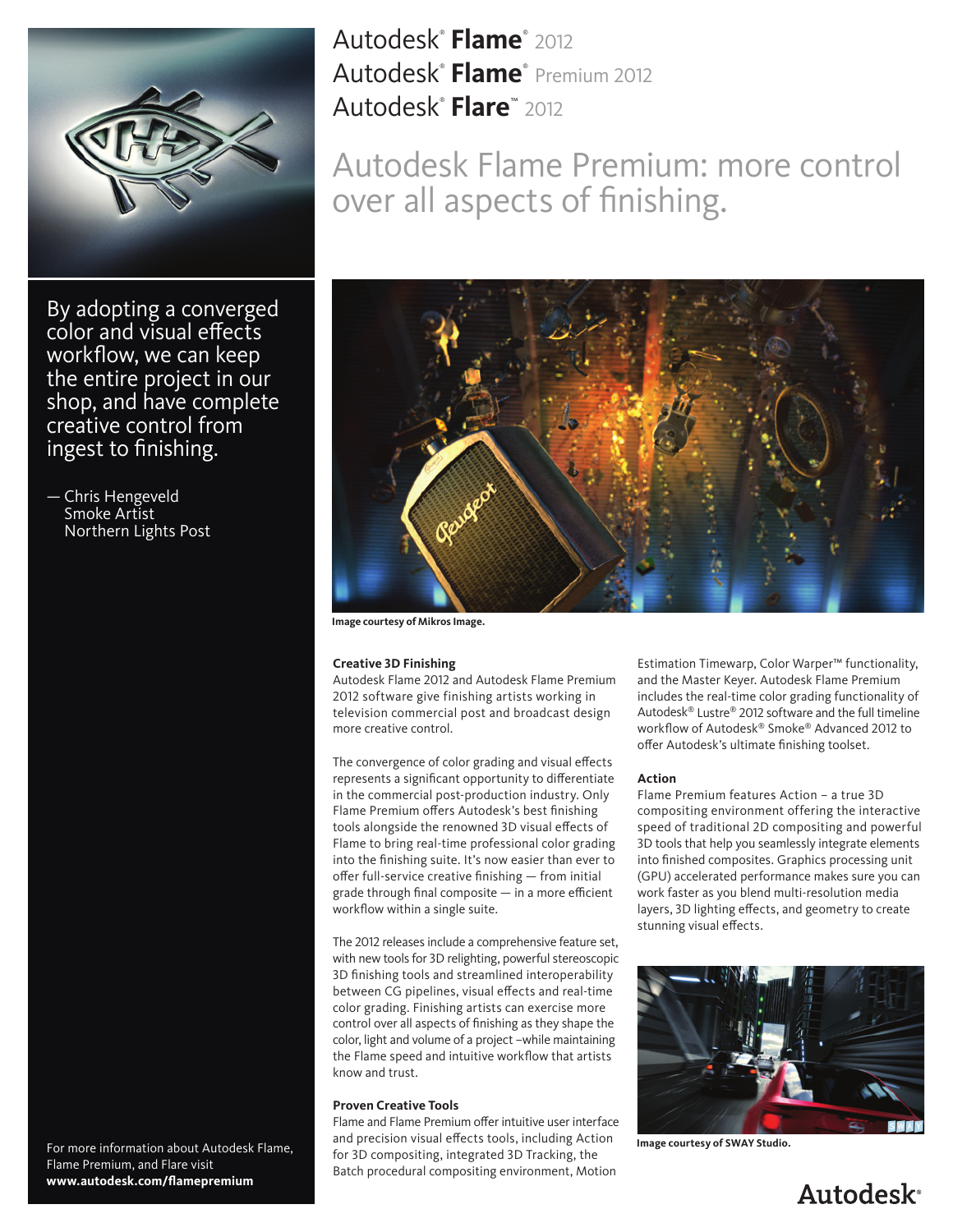# Autodesk® **Flame**® 2012
# Autodesk® **Flame**® Premium 2012
# Autodesk® **Flare**™ 2012

## Autodesk Flame Premium: more control over all aspects of finishing.

By adopting a converged color and visual effects workflow, we can keep the entire project in our shop, and have complete creative control from ingest to finishing.

— Chris Hengeveld
Smoke Artist
Northern Lights Post

**Image courtesy of Mikros Image.**

### Creative 3D Finishing

Autodesk Flame 2012 and Autodesk Flame Premium 2012 software give finishing artists working in television commercial post and broadcast design more creative control.

The convergence of color grading and visual effects represents a significant opportunity to differentiate in the commercial post-production industry. Only Flame Premium offers Autodesk's best finishing tools alongside the renowned 3D visual effects of Flame to bring real-time professional color grading into the finishing suite. It's now easier than ever to offer full-service creative finishing — from initial grade through final composite — in a more efficient workflow within a single suite.

The 2012 releases include a comprehensive feature set, with new tools for 3D relighting, powerful stereoscopic 3D finishing tools and streamlined interoperability between CG pipelines, visual effects and real-time color grading. Finishing artists can exercise more control over all aspects of finishing as they shape the color, light and volume of a project –while maintaining the Flame speed and intuitive workflow that artists know and trust.

### Proven Creative Tools

Flame and Flame Premium offer intuitive user interface and precision visual effects tools, including Action for 3D compositing, integrated 3D Tracking, the Batch procedural compositing environment, Motion Estimation Timewarp, Color Warper™ functionality, and the Master Keyer. Autodesk Flame Premium includes the real-time color grading functionality of Autodesk® Lustre® 2012 software and the full timeline workflow of Autodesk® Smoke® Advanced 2012 to offer Autodesk's ultimate finishing toolset.

### Action

Flame Premium features Action – a true 3D compositing environment offering the interactive speed of traditional 2D compositing and powerful 3D tools that help you seamlessly integrate elements into finished composites. Graphics processing unit (GPU) accelerated performance makes sure you can work faster as you blend multi-resolution media layers, 3D lighting effects, and geometry to create stunning visual effects.

**Image courtesy of SWAY Studio.**

For more information about Autodesk Flame, Flame Premium, and Flare visit **www.autodesk.com/flamepremium**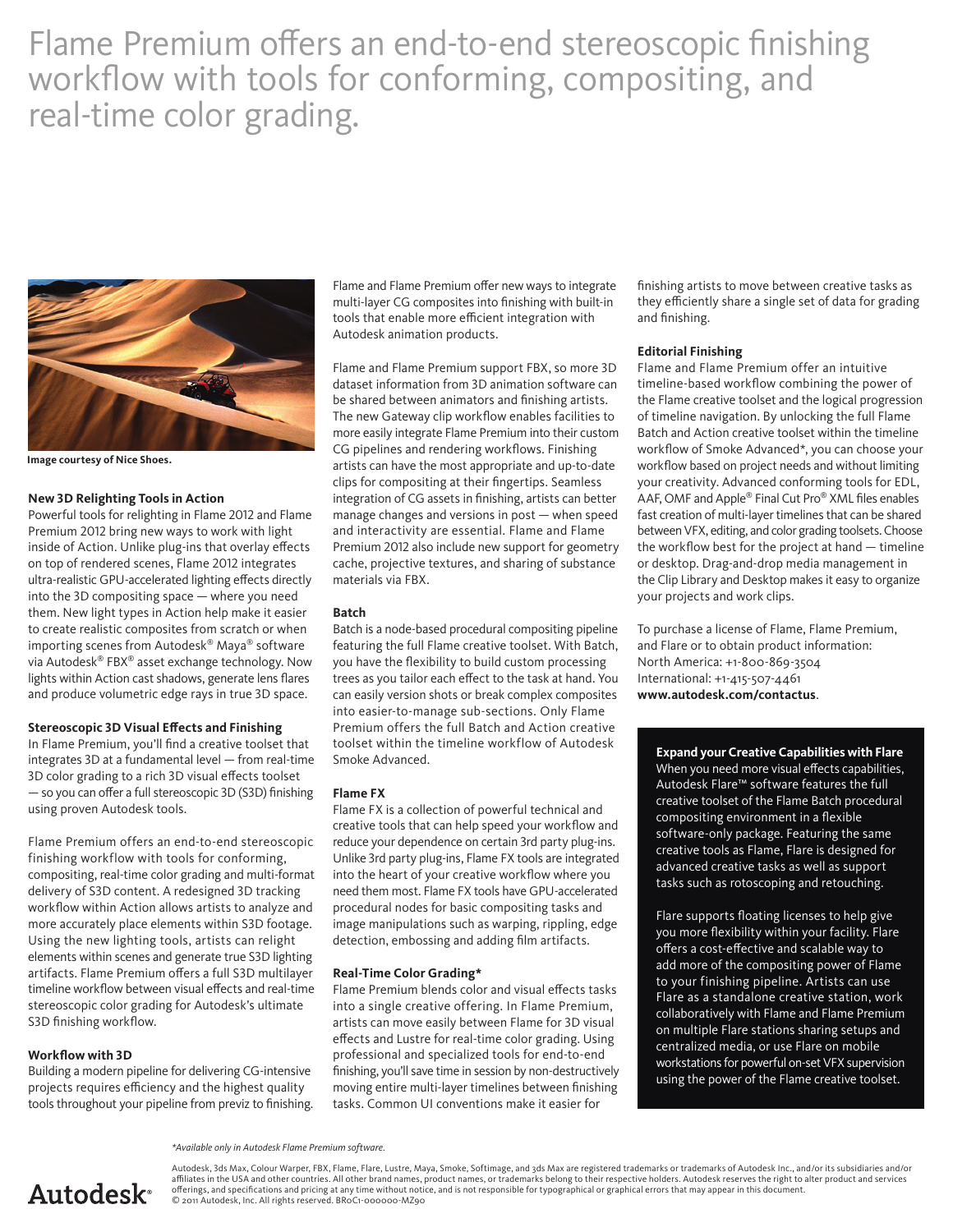# Flame Premium offers an end-to-end stereoscopic finishing workflow with tools for conforming, compositing, and real-time color grading.

Image courtesy of Nice Shoes.

### New 3D Relighting Tools in Action

Powerful tools for relighting in Flame 2012 and Flame Premium 2012 bring new ways to work with light inside of Action. Unlike plug-ins that overlay effects on top of rendered scenes, Flame 2012 integrates ultra-realistic GPU-accelerated lighting effects directly into the 3D compositing space — where you need them. New light types in Action help make it easier to create realistic composites from scratch or when importing scenes from Autodesk® Maya® software via Autodesk® FBX® asset exchange technology. Now lights within Action cast shadows, generate lens flares and produce volumetric edge rays in true 3D space.

### Stereoscopic 3D Visual Effects and Finishing

In Flame Premium, you'll find a creative toolset that integrates 3D at a fundamental level — from real-time 3D color grading to a rich 3D visual effects toolset — so you can offer a full stereoscopic 3D (S3D) finishing using proven Autodesk tools.

Flame Premium offers an end-to-end stereoscopic finishing workflow with tools for conforming, compositing, real-time color grading and multi-format delivery of S3D content. A redesigned 3D tracking workflow within Action allows artists to analyze and more accurately place elements within S3D footage. Using the new lighting tools, artists can relight elements within scenes and generate true S3D lighting artifacts. Flame Premium offers a full S3D multilayer timeline workflow between visual effects and real-time stereoscopic color grading for Autodesk's ultimate S3D finishing workflow.

### Workflow with 3D

Building a modern pipeline for delivering CG-intensive projects requires efficiency and the highest quality tools throughout your pipeline from previz to finishing. Flame and Flame Premium offer new ways to integrate multi-layer CG composites into finishing with built-in tools that enable more efficient integration with Autodesk animation products.

Flame and Flame Premium support FBX, so more 3D dataset information from 3D animation software can be shared between animators and finishing artists. The new Gateway clip workflow enables facilities to more easily integrate Flame Premium into their custom CG pipelines and rendering workflows. Finishing artists can have the most appropriate and up-to-date clips for compositing at their fingertips. Seamless integration of CG assets in finishing, artists can better manage changes and versions in post — when speed and interactivity are essential. Flame and Flame Premium 2012 also include new support for geometry cache, projective textures, and sharing of substance materials via FBX.

### Batch

Batch is a node-based procedural compositing pipeline featuring the full Flame creative toolset. With Batch, you have the flexibility to build custom processing trees as you tailor each effect to the task at hand. You can easily version shots or break complex composites into easier-to-manage sub-sections. Only Flame Premium offers the full Batch and Action creative toolset within the timeline workflow of Autodesk Smoke Advanced.

### Flame FX

Flame FX is a collection of powerful technical and creative tools that can help speed your workflow and reduce your dependence on certain 3rd party plug-ins. Unlike 3rd party plug-ins, Flame FX tools are integrated into the heart of your creative workflow where you need them most. Flame FX tools have GPU-accelerated procedural nodes for basic compositing tasks and image manipulations such as warping, rippling, edge detection, embossing and adding film artifacts.

### Real-Time Color Grading*

Flame Premium blends color and visual effects tasks into a single creative offering. In Flame Premium, artists can move easily between Flame for 3D visual effects and Lustre for real-time color grading. Using professional and specialized tools for end-to-end finishing, you'll save time in session by non-destructively moving entire multi-layer timelines between finishing tasks. Common UI conventions make it easier for finishing artists to move between creative tasks as they efficiently share a single set of data for grading and finishing.

### Editorial Finishing

Flame and Flame Premium offer an intuitive timeline-based workflow combining the power of the Flame creative toolset and the logical progression of timeline navigation. By unlocking the full Flame Batch and Action creative toolset within the timeline workflow of Smoke Advanced*, you can choose your workflow based on project needs and without limiting your creativity. Advanced conforming tools for EDL, AAF, OMF and Apple® Final Cut Pro® XML files enables fast creation of multi-layer timelines that can be shared between VFX, editing, and color grading toolsets. Choose the workflow best for the project at hand — timeline or desktop. Drag-and-drop media management in the Clip Library and Desktop makes it easy to organize your projects and work clips.

To purchase a license of Flame, Flame Premium, and Flare or to obtain product information:
North America: +1-800-869-3504
International: +1-415-507-4461
**www.autodesk.com/contactus**.

### Expand your Creative Capabilities with Flare

When you need more visual effects capabilities, Autodesk Flare™ software features the full creative toolset of the Flame Batch procedural compositing environment in a flexible software-only package. Featuring the same creative tools as Flame, Flare is designed for advanced creative tasks as well as support tasks such as rotoscoping and retouching.

Flare supports floating licenses to help give you more flexibility within your facility. Flare offers a cost-effective and scalable way to add more of the compositing power of Flame to your finishing pipeline. Artists can use Flare as a standalone creative station, work collaboratively with Flame and Flame Premium on multiple Flare stations sharing setups and centralized media, or use Flare on mobile workstations for powerful on-set VFX supervision using the power of the Flame creative toolset.

*\*Available only in Autodesk Flame Premium software.*

Autodesk, 3ds Max, Colour Warper, FBX, Flame, Flare, Lustre, Maya, Smoke, Softimage, and 3ds Max are registered trademarks or trademarks of Autodesk Inc., and/or its subsidiaries and/or affiliates in the USA and other countries. All other brand names, product names, or trademarks belong to their respective holders. Autodesk reserves the right to alter product and services offerings, and specifications and pricing at any time without notice, and is not responsible for typographical or graphical errors that may appear in this document.
© 2011 Autodesk, Inc. All rights reserved. BROC1-000000-MZ90